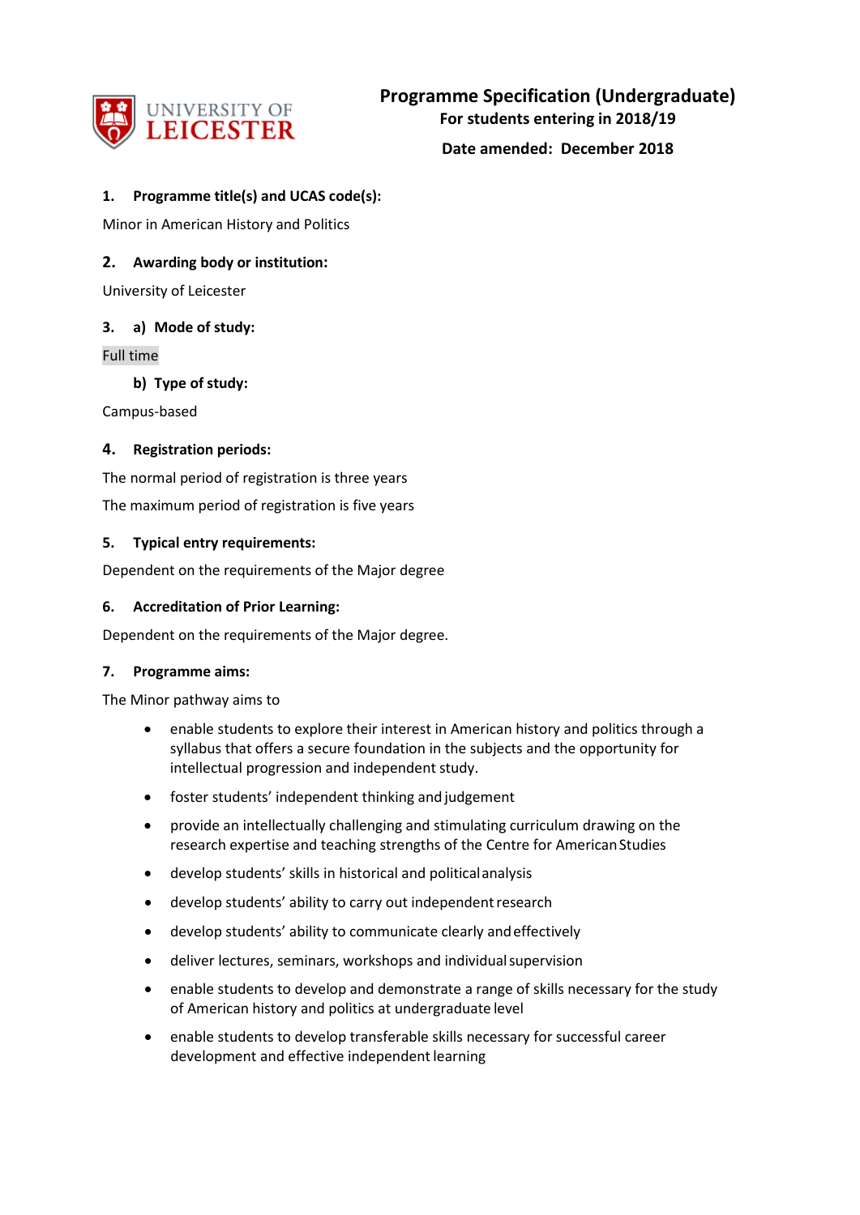UNIVERSITY OF LEICESTER

# Programme Specification (Undergraduate)

**For students entering in 2018/19**

**Date amended: December 2018**

### 1. Programme title(s) and UCAS code(s):

Minor in American History and Politics

### 2. Awarding body or institution:

University of Leicester

### 3. a) Mode of study:

Full time

**b) Type of study:**

Campus-based

### 4. Registration periods:

The normal period of registration is three years

The maximum period of registration is five years

### 5. Typical entry requirements:

Dependent on the requirements of the Major degree

### 6. Accreditation of Prior Learning:

Dependent on the requirements of the Major degree.

### 7. Programme aims:

The Minor pathway aims to

- enable students to explore their interest in American history and politics through a syllabus that offers a secure foundation in the subjects and the opportunity for intellectual progression and independent study.
- foster students' independent thinking and judgement
- provide an intellectually challenging and stimulating curriculum drawing on the research expertise and teaching strengths of the Centre for American Studies
- develop students' skills in historical and political analysis
- develop students' ability to carry out independent research
- develop students' ability to communicate clearly and effectively
- deliver lectures, seminars, workshops and individual supervision
- enable students to develop and demonstrate a range of skills necessary for the study of American history and politics at undergraduate level
- enable students to develop transferable skills necessary for successful career development and effective independent learning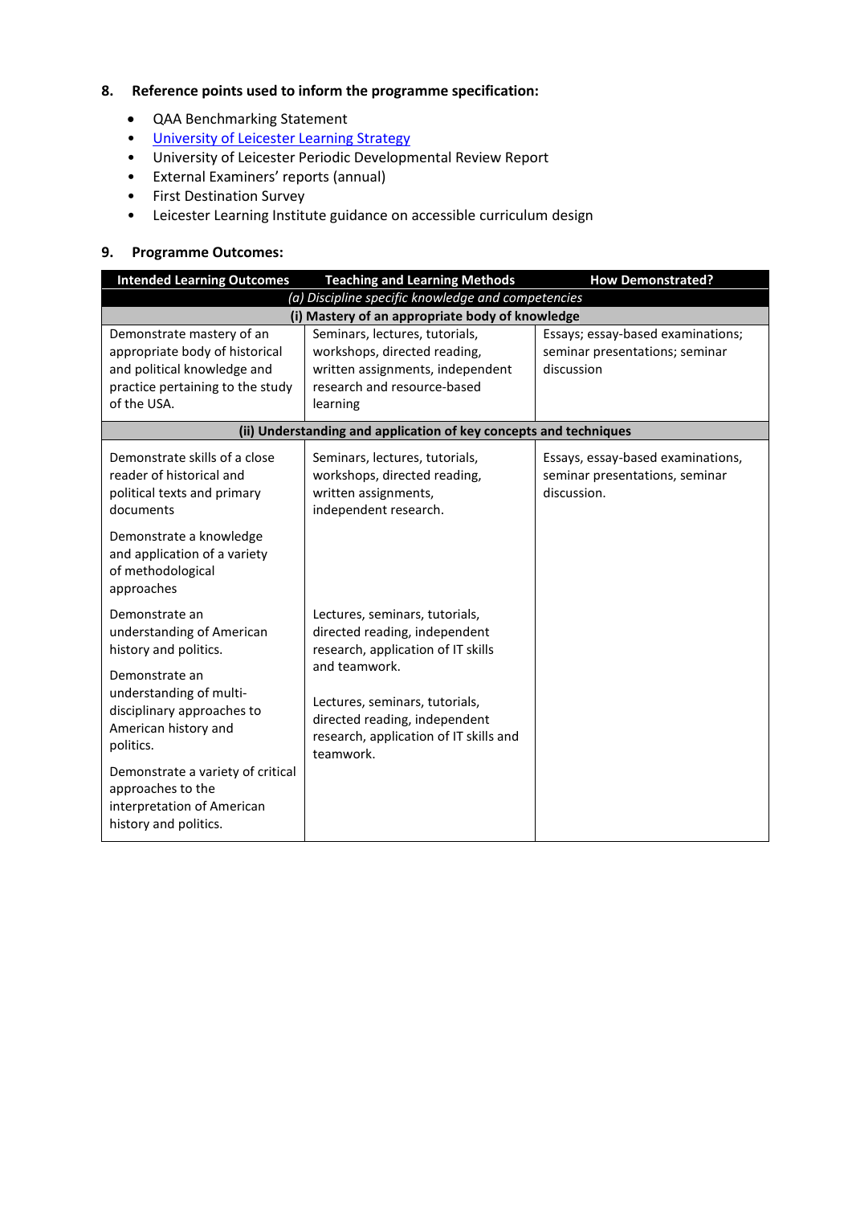## 8. Reference points used to inform the programme specification:

- QAA Benchmarking Statement
- University of Leicester Learning Strategy
- University of Leicester Periodic Developmental Review Report
- External Examiners' reports (annual)
- First Destination Survey
- Leicester Learning Institute guidance on accessible curriculum design

## 9. Programme Outcomes:

| Intended Learning Outcomes | Teaching and Learning Methods | How Demonstrated? |
|---|---|---|
| *(a) Discipline specific knowledge and competencies* | | |
| **(i) Mastery of an appropriate body of knowledge** | | |
| Demonstrate mastery of an appropriate body of historical and political knowledge and practice pertaining to the study of the USA. | Seminars, lectures, tutorials, workshops, directed reading, written assignments, independent research and resource-based learning | Essays; essay-based examinations; seminar presentations; seminar discussion |
| **(ii) Understanding and application of key concepts and techniques** | | |
| Demonstrate skills of a close reader of historical and political texts and primary documents<br><br>Demonstrate a knowledge and application of a variety of methodological approaches | Seminars, lectures, tutorials, workshops, directed reading, written assignments, independent research. | Essays, essay-based examinations, seminar presentations, seminar discussion. |
| Demonstrate an understanding of American history and politics.<br><br>Demonstrate an understanding of multi-disciplinary approaches to American history and politics.<br><br>Demonstrate a variety of critical approaches to the interpretation of American history and politics. | Lectures, seminars, tutorials, directed reading, independent research, application of IT skills and teamwork.<br><br>Lectures, seminars, tutorials, directed reading, independent research, application of IT skills and teamwork. | |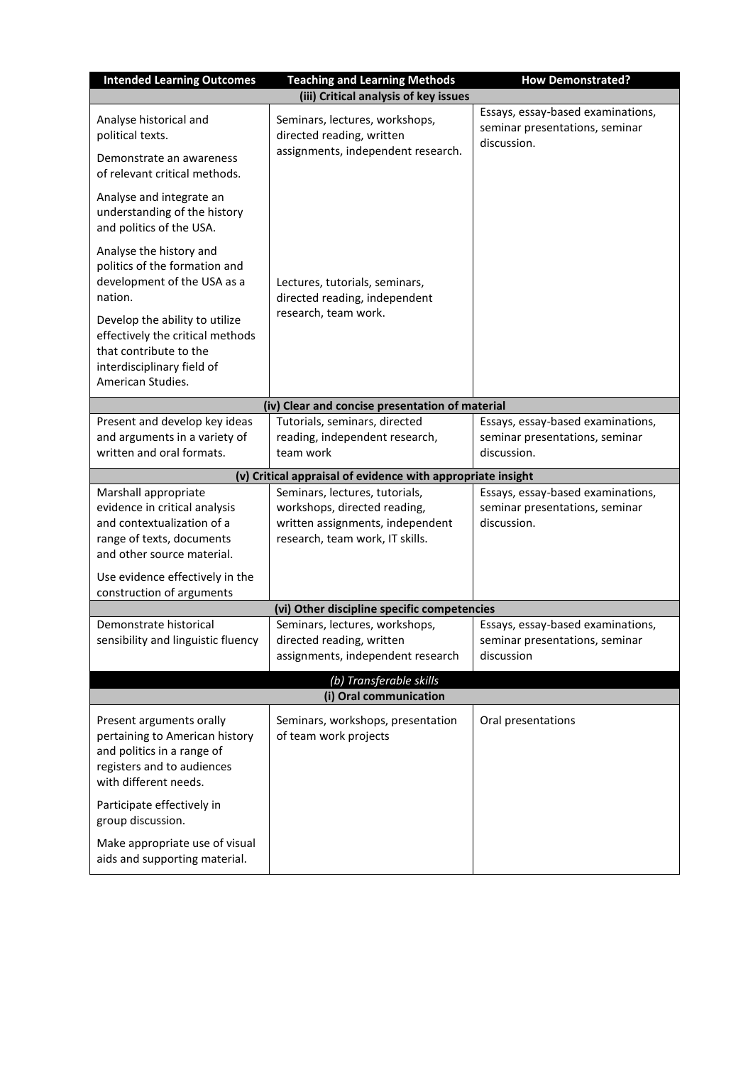| Intended Learning Outcomes | Teaching and Learning Methods | How Demonstrated? |
|---|---|---|
| **(iii) Critical analysis of key issues** | | |
| Analyse historical and political texts.<br><br>Demonstrate an awareness of relevant critical methods.<br><br>Analyse and integrate an understanding of the history and politics of the USA. | Seminars, lectures, workshops, directed reading, written assignments, independent research. | Essays, essay-based examinations, seminar presentations, seminar discussion. |
| Analyse the history and politics of the formation and development of the USA as a nation.<br><br>Develop the ability to utilize effectively the critical methods that contribute to the interdisciplinary field of American Studies. | Lectures, tutorials, seminars, directed reading, independent research, team work. | |
| **(iv) Clear and concise presentation of material** | | |
| Present and develop key ideas and arguments in a variety of written and oral formats. | Tutorials, seminars, directed reading, independent research, team work | Essays, essay-based examinations, seminar presentations, seminar discussion. |
| **(v) Critical appraisal of evidence with appropriate insight** | | |
| Marshall appropriate evidence in critical analysis and contextualization of a range of texts, documents and other source material.<br><br>Use evidence effectively in the construction of arguments | Seminars, lectures, tutorials, workshops, directed reading, written assignments, independent research, team work, IT skills. | Essays, essay-based examinations, seminar presentations, seminar discussion. |
| **(vi) Other discipline specific competencies** | | |
| Demonstrate historical sensibility and linguistic fluency | Seminars, lectures, workshops, directed reading, written assignments, independent research | Essays, essay-based examinations, seminar presentations, seminar discussion |
| ***(b) Transferable skills*** | | |
| **(i) Oral communication** | | |
| Present arguments orally pertaining to American history and politics in a range of registers and to audiences with different needs.<br><br>Participate effectively in group discussion.<br><br>Make appropriate use of visual aids and supporting material. | Seminars, workshops, presentation of team work projects | Oral presentations |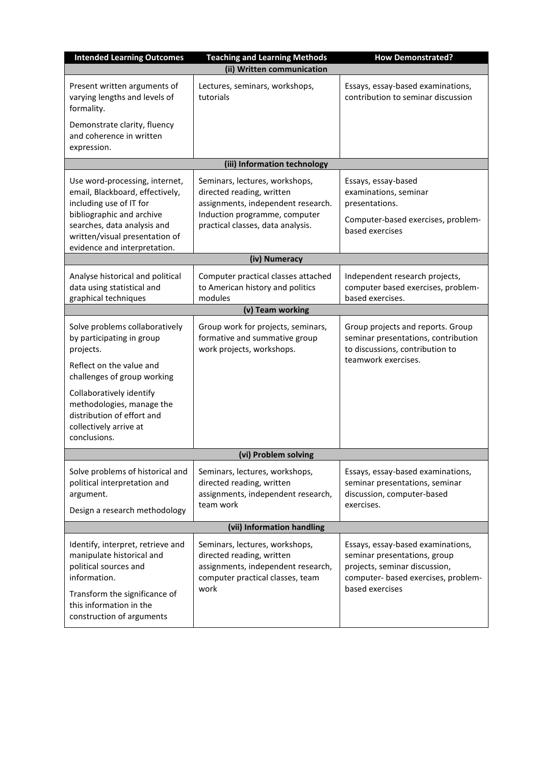| Intended Learning Outcomes | Teaching and Learning Methods | How Demonstrated? |
|---|---|---|
| **(ii) Written communication** | | |
| Present written arguments of varying lengths and levels of formality.<br><br>Demonstrate clarity, fluency and coherence in written expression. | Lectures, seminars, workshops, tutorials | Essays, essay-based examinations, contribution to seminar discussion |
| **(iii) Information technology** | | |
| Use word-processing, internet, email, Blackboard, effectively, including use of IT for bibliographic and archive searches, data analysis and written/visual presentation of evidence and interpretation. | Seminars, lectures, workshops, directed reading, written assignments, independent research. Induction programme, computer practical classes, data analysis. | Essays, essay-based examinations, seminar presentations.<br><br>Computer-based exercises, problem-based exercises |
| **(iv) Numeracy** | | |
| Analyse historical and political data using statistical and graphical techniques | Computer practical classes attached to American history and politics modules | Independent research projects, computer based exercises, problem-based exercises. |
| **(v) Team working** | | |
| Solve problems collaboratively by participating in group projects.<br><br>Reflect on the value and challenges of group working<br><br>Collaboratively identify methodologies, manage the distribution of effort and collectively arrive at conclusions. | Group work for projects, seminars, formative and summative group work projects, workshops. | Group projects and reports. Group seminar presentations, contribution to discussions, contribution to teamwork exercises. |
| **(vi) Problem solving** | | |
| Solve problems of historical and political interpretation and argument.<br><br>Design a research methodology | Seminars, lectures, workshops, directed reading, written assignments, independent research, team work | Essays, essay-based examinations, seminar presentations, seminar discussion, computer-based exercises. |
| **(vii) Information handling** | | |
| Identify, interpret, retrieve and manipulate historical and political sources and information.<br><br>Transform the significance of this information in the construction of arguments | Seminars, lectures, workshops, directed reading, written assignments, independent research, computer practical classes, team work | Essays, essay-based examinations, seminar presentations, group projects, seminar discussion, computer- based exercises, problem-based exercises |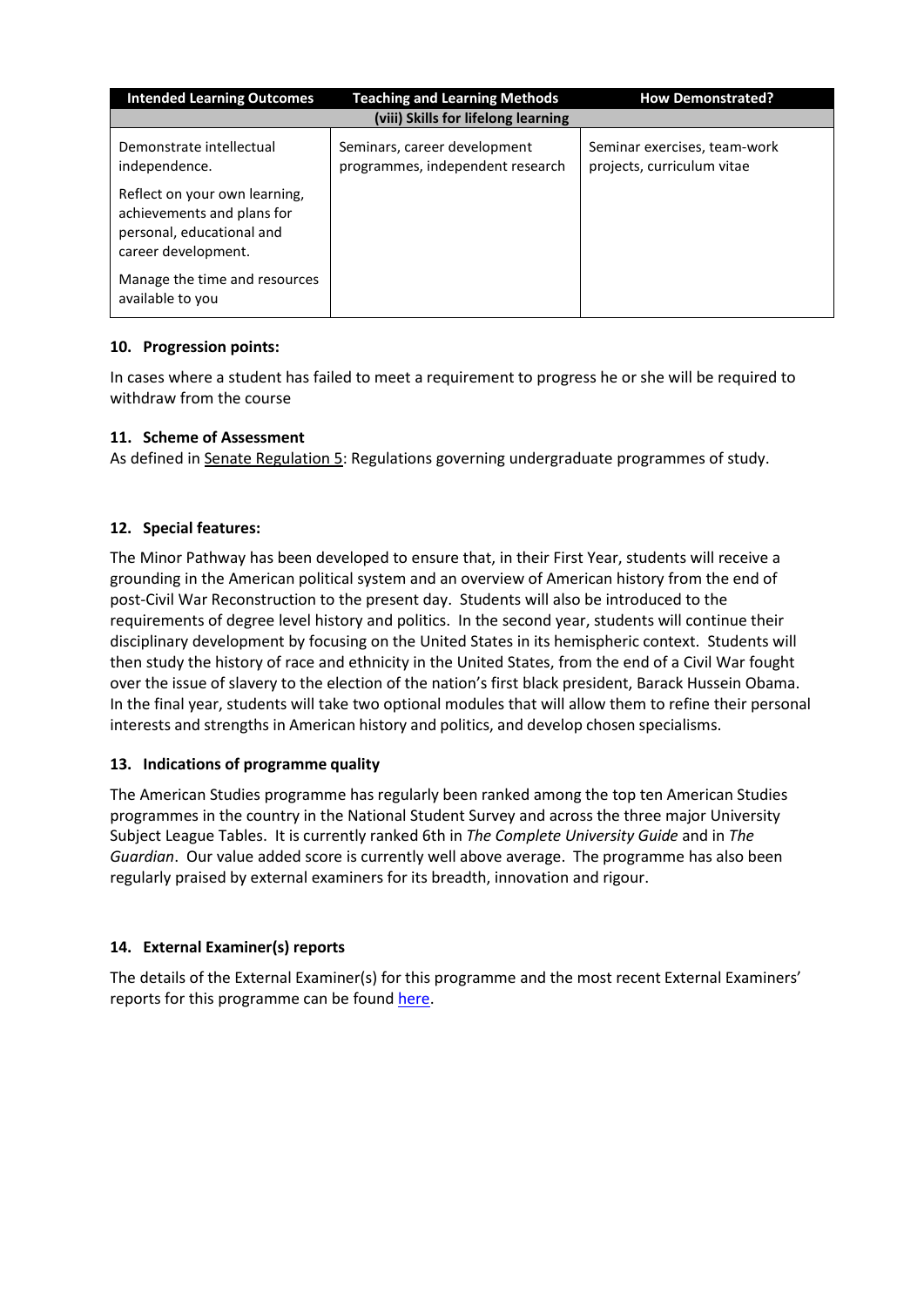| Intended Learning Outcomes | Teaching and Learning Methods | How Demonstrated? |
|---|---|---|
| **(viii) Skills for lifelong learning** | | |
| Demonstrate intellectual independence.<br><br>Reflect on your own learning, achievements and plans for personal, educational and career development.<br><br>Manage the time and resources available to you | Seminars, career development programmes, independent research | Seminar exercises, team-work projects, curriculum vitae |

### 10. Progression points:

In cases where a student has failed to meet a requirement to progress he or she will be required to withdraw from the course

### 11. Scheme of Assessment

As defined in Senate Regulation 5: Regulations governing undergraduate programmes of study.

### 12. Special features:

The Minor Pathway has been developed to ensure that, in their First Year, students will receive a grounding in the American political system and an overview of American history from the end of post-Civil War Reconstruction to the present day. Students will also be introduced to the requirements of degree level history and politics. In the second year, students will continue their disciplinary development by focusing on the United States in its hemispheric context. Students will then study the history of race and ethnicity in the United States, from the end of a Civil War fought over the issue of slavery to the election of the nation's first black president, Barack Hussein Obama. In the final year, students will take two optional modules that will allow them to refine their personal interests and strengths in American history and politics, and develop chosen specialisms.

### 13. Indications of programme quality

The American Studies programme has regularly been ranked among the top ten American Studies programmes in the country in the National Student Survey and across the three major University Subject League Tables. It is currently ranked 6th in *The Complete University Guide* and in *The Guardian*. Our value added score is currently well above average. The programme has also been regularly praised by external examiners for its breadth, innovation and rigour.

### 14. External Examiner(s) reports

The details of the External Examiner(s) for this programme and the most recent External Examiners' reports for this programme can be found here.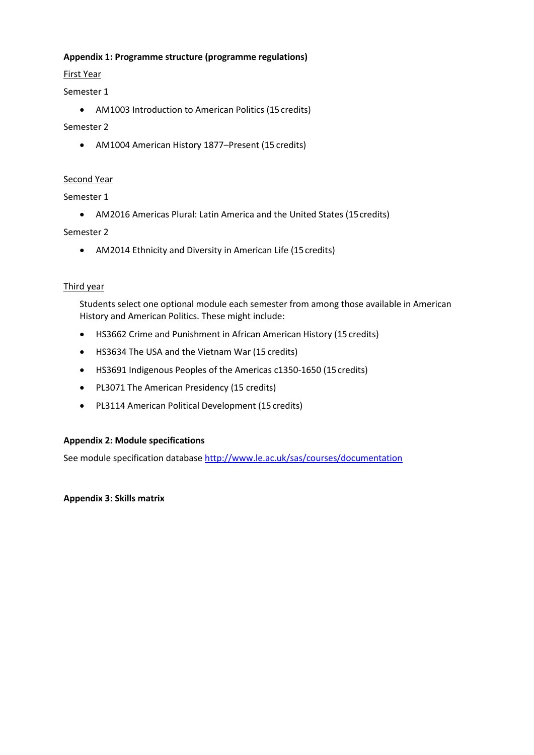**Appendix 1: Programme structure (programme regulations)**

First Year

Semester 1

- AM1003 Introduction to American Politics (15 credits)

Semester 2

- AM1004 American History 1877–Present (15 credits)

Second Year

Semester 1

- AM2016 Americas Plural: Latin America and the United States (15 credits)

Semester 2

- AM2014 Ethnicity and Diversity in American Life (15 credits)

Third year

Students select one optional module each semester from among those available in American History and American Politics. These might include:

- HS3662 Crime and Punishment in African American History (15 credits)
- HS3634 The USA and the Vietnam War (15 credits)
- HS3691 Indigenous Peoples of the Americas c1350-1650 (15 credits)
- PL3071 The American Presidency (15 credits)
- PL3114 American Political Development (15 credits)

**Appendix 2: Module specifications**

See module specification database http://www.le.ac.uk/sas/courses/documentation

**Appendix 3: Skills matrix**